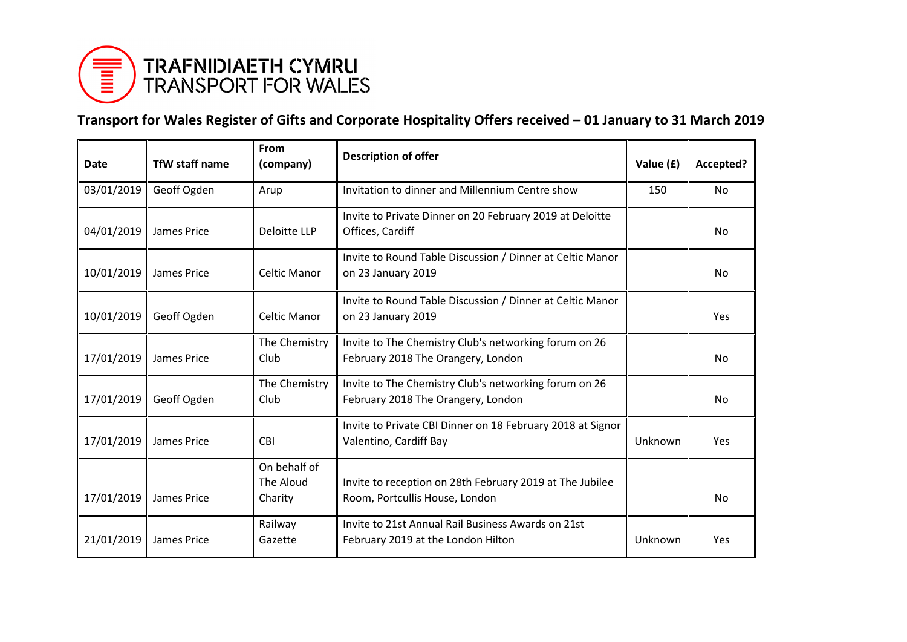TRAFNIDIAETH CYMRU
TRANSPORT FOR WALES

## Transport for Wales Register of Gifts and Corporate Hospitality Offers received – 01 January to 31 March 2019

| Date | TfW staff name | From (company) | Description of offer | Value (£) | Accepted? |
|---|---|---|---|---|---|
| 03/01/2019 | Geoff Ogden | Arup | Invitation to dinner and Millennium Centre show | 150 | No |
| 04/01/2019 | James Price | Deloitte LLP | Invite to Private Dinner on 20 February 2019 at Deloitte Offices, Cardiff | | No |
| 10/01/2019 | James Price | Celtic Manor | Invite to Round Table Discussion / Dinner at Celtic Manor on 23 January 2019 | | No |
| 10/01/2019 | Geoff Ogden | Celtic Manor | Invite to Round Table Discussion / Dinner at Celtic Manor on 23 January 2019 | | Yes |
| 17/01/2019 | James Price | The Chemistry Club | Invite to The Chemistry Club's networking forum on 26 February 2018 The Orangery, London | | No |
| 17/01/2019 | Geoff Ogden | The Chemistry Club | Invite to The Chemistry Club's networking forum on 26 February 2018 The Orangery, London | | No |
| 17/01/2019 | James Price | CBI | Invite to Private CBI Dinner on 18 February 2018 at Signor Valentino, Cardiff Bay | Unknown | Yes |
| 17/01/2019 | James Price | On behalf of The Aloud Charity | Invite to reception on 28th February 2019 at The Jubilee Room, Portcullis House, London | | No |
| 21/01/2019 | James Price | Railway Gazette | Invite to 21st Annual Rail Business Awards on 21st February 2019 at the London Hilton | Unknown | Yes |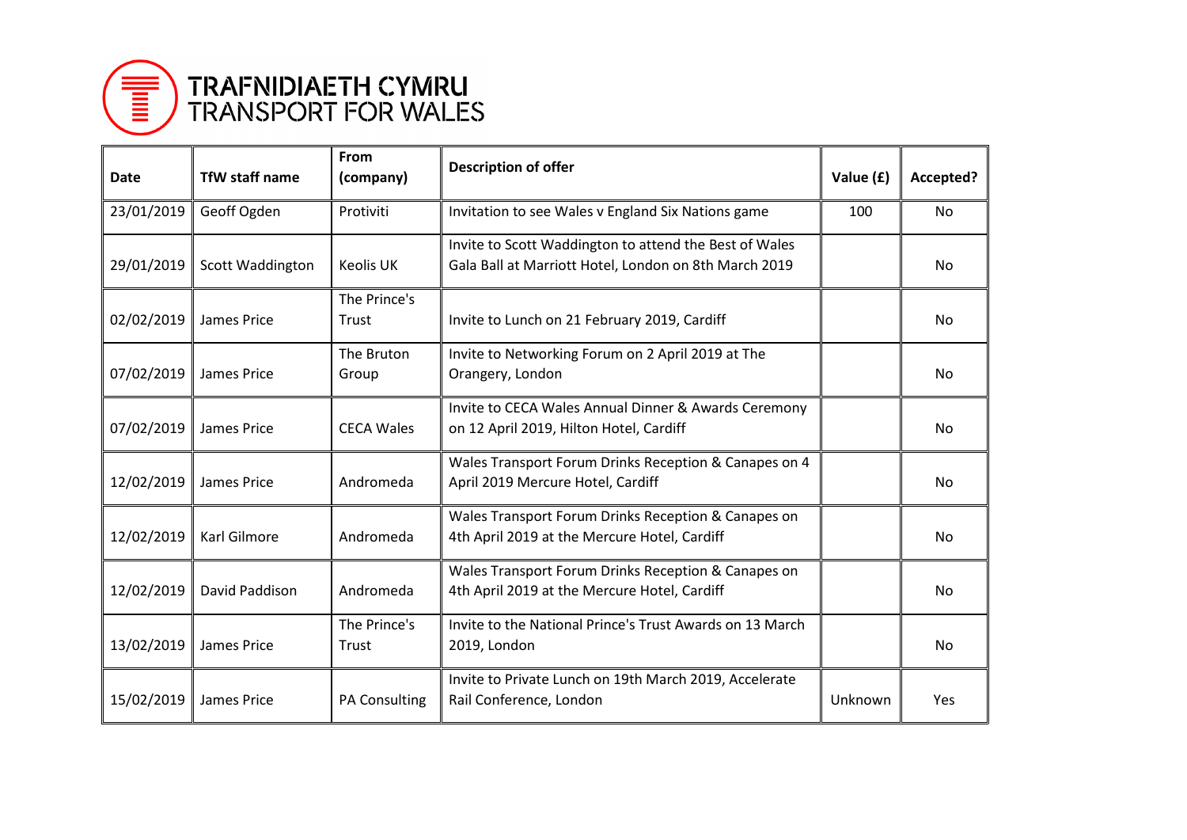TRAFNIDIAETH CYMRU
TRANSPORT FOR WALES

| Date | TfW staff name | From (company) | Description of offer | Value (£) | Accepted? |
|---|---|---|---|---|---|
| 23/01/2019 | Geoff Ogden | Protiviti | Invitation to see Wales v England Six Nations game | 100 | No |
| 29/01/2019 | Scott Waddington | Keolis UK | Invite to Scott Waddington to attend the Best of Wales Gala Ball at Marriott Hotel, London on 8th March 2019 | | No |
| 02/02/2019 | James Price | The Prince's Trust | Invite to Lunch on 21 February 2019, Cardiff | | No |
| 07/02/2019 | James Price | The Bruton Group | Invite to Networking Forum on 2 April 2019 at The Orangery, London | | No |
| 07/02/2019 | James Price | CECA Wales | Invite to CECA Wales Annual Dinner & Awards Ceremony on 12 April 2019, Hilton Hotel, Cardiff | | No |
| 12/02/2019 | James Price | Andromeda | Wales Transport Forum Drinks Reception & Canapes on 4 April 2019 Mercure Hotel, Cardiff | | No |
| 12/02/2019 | Karl Gilmore | Andromeda | Wales Transport Forum Drinks Reception & Canapes on 4th April 2019 at the Mercure Hotel, Cardiff | | No |
| 12/02/2019 | David Paddison | Andromeda | Wales Transport Forum Drinks Reception & Canapes on 4th April 2019 at the Mercure Hotel, Cardiff | | No |
| 13/02/2019 | James Price | The Prince's Trust | Invite to the National Prince's Trust Awards on 13 March 2019, London | | No |
| 15/02/2019 | James Price | PA Consulting | Invite to Private Lunch on 19th March 2019, Accelerate Rail Conference, London | Unknown | Yes |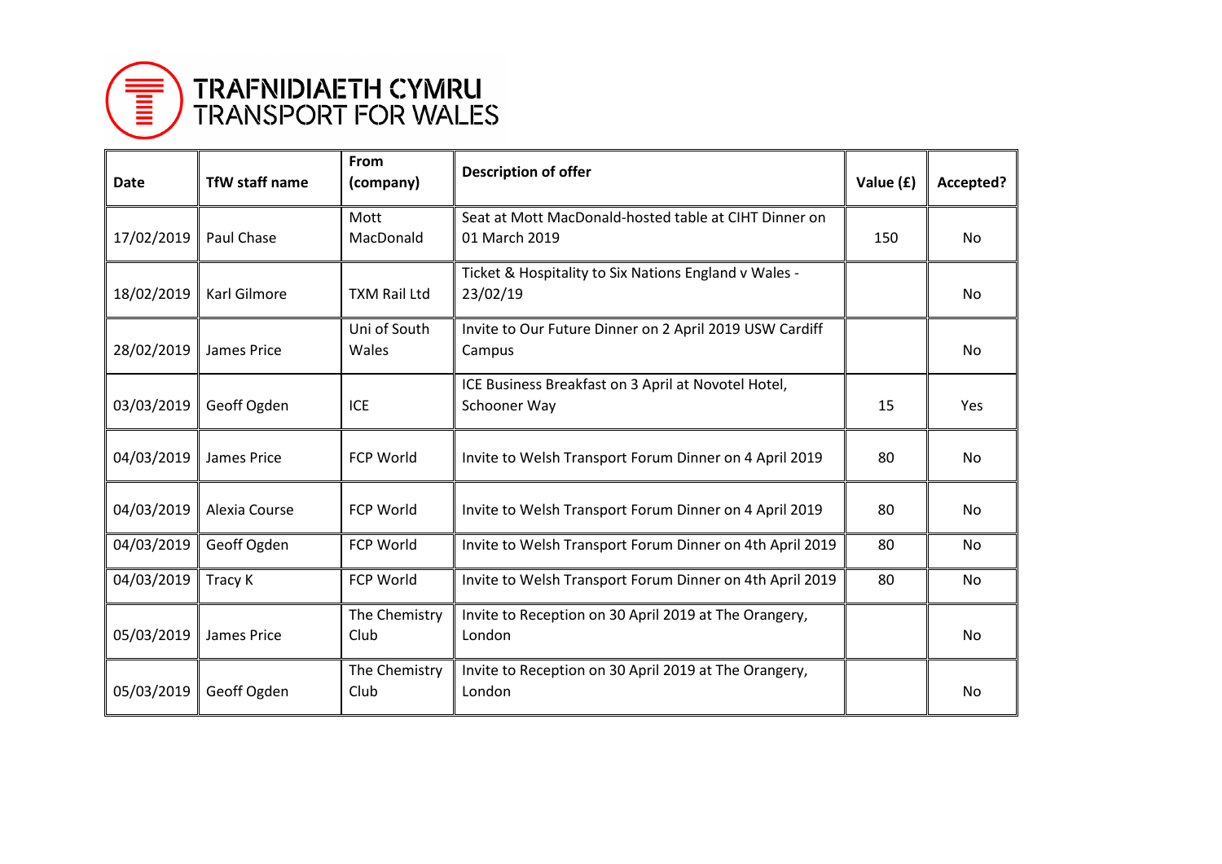TRAFNIDIAETH CYMRU
TRANSPORT FOR WALES

| Date | TfW staff name | From (company) | Description of offer | Value (£) | Accepted? |
|---|---|---|---|---|---|
| 17/02/2019 | Paul Chase | Mott MacDonald | Seat at Mott MacDonald-hosted table at CIHT Dinner on 01 March 2019 | 150 | No |
| 18/02/2019 | Karl Gilmore | TXM Rail Ltd | Ticket & Hospitality to Six Nations England v Wales - 23/02/19 | | No |
| 28/02/2019 | James Price | Uni of South Wales | Invite to Our Future Dinner on 2 April 2019 USW Cardiff Campus | | No |
| 03/03/2019 | Geoff Ogden | ICE | ICE Business Breakfast on 3 April at Novotel Hotel, Schooner Way | 15 | Yes |
| 04/03/2019 | James Price | FCP World | Invite to Welsh Transport Forum Dinner on 4 April 2019 | 80 | No |
| 04/03/2019 | Alexia Course | FCP World | Invite to Welsh Transport Forum Dinner on 4 April 2019 | 80 | No |
| 04/03/2019 | Geoff Ogden | FCP World | Invite to Welsh Transport Forum Dinner on 4th April 2019 | 80 | No |
| 04/03/2019 | Tracy K | FCP World | Invite to Welsh Transport Forum Dinner on 4th April 2019 | 80 | No |
| 05/03/2019 | James Price | The Chemistry Club | Invite to Reception on 30 April 2019 at The Orangery, London | | No |
| 05/03/2019 | Geoff Ogden | The Chemistry Club | Invite to Reception on 30 April 2019 at The Orangery, London | | No |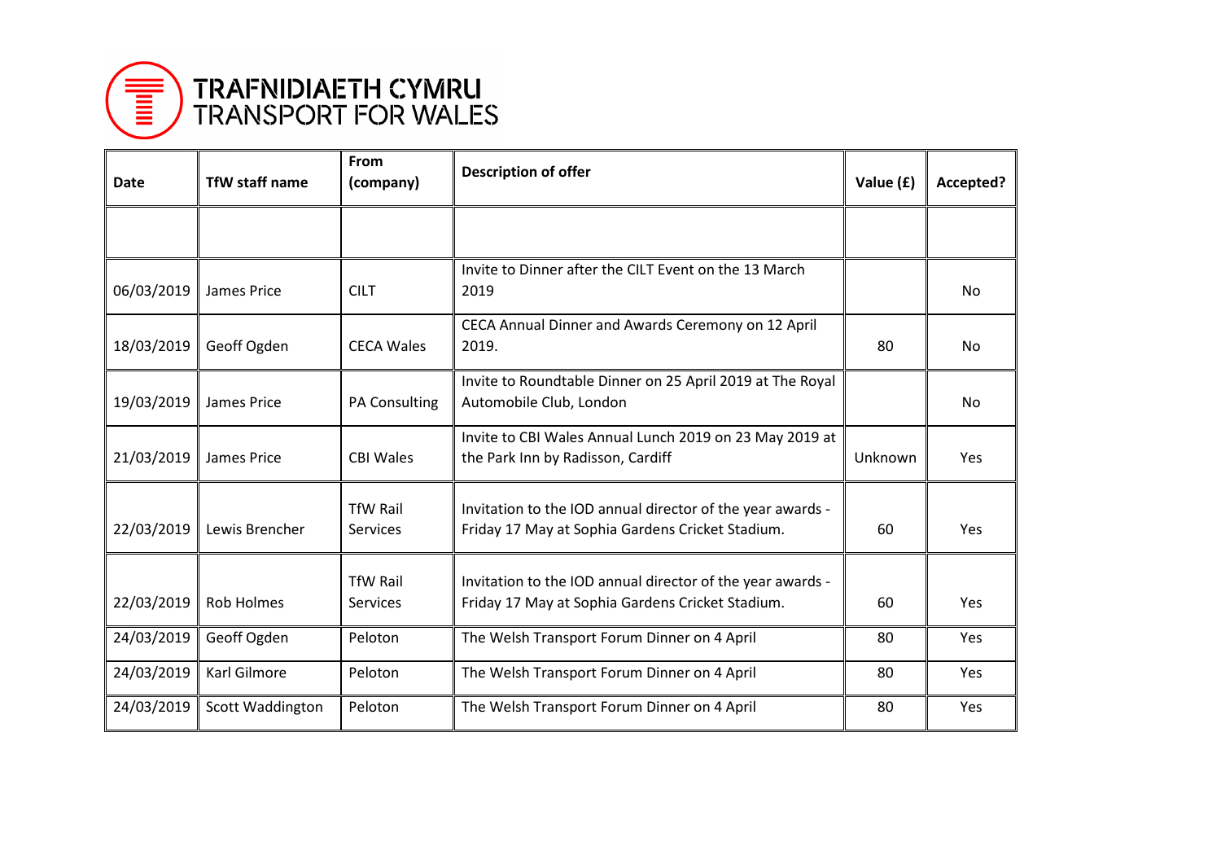TRAFNIDIAETH CYMRU
TRANSPORT FOR WALES

| Date | TfW staff name | From (company) | Description of offer | Value (£) | Accepted? |
|---|---|---|---|---|---|
| | | | | | |
| 06/03/2019 | James Price | CILT | Invite to Dinner after the CILT Event on the 13 March 2019 | | No |
| 18/03/2019 | Geoff Ogden | CECA Wales | CECA Annual Dinner and Awards Ceremony on 12 April 2019. | 80 | No |
| 19/03/2019 | James Price | PA Consulting | Invite to Roundtable Dinner on 25 April 2019 at The Royal Automobile Club, London | | No |
| 21/03/2019 | James Price | CBI Wales | Invite to CBI Wales Annual Lunch 2019 on 23 May 2019 at the Park Inn by Radisson, Cardiff | Unknown | Yes |
| 22/03/2019 | Lewis Brencher | TfW Rail Services | Invitation to the IOD annual director of the year awards - Friday 17 May at Sophia Gardens Cricket Stadium. | 60 | Yes |
| 22/03/2019 | Rob Holmes | TfW Rail Services | Invitation to the IOD annual director of the year awards - Friday 17 May at Sophia Gardens Cricket Stadium. | 60 | Yes |
| 24/03/2019 | Geoff Ogden | Peloton | The Welsh Transport Forum Dinner on 4 April | 80 | Yes |
| 24/03/2019 | Karl Gilmore | Peloton | The Welsh Transport Forum Dinner on 4 April | 80 | Yes |
| 24/03/2019 | Scott Waddington | Peloton | The Welsh Transport Forum Dinner on 4 April | 80 | Yes |